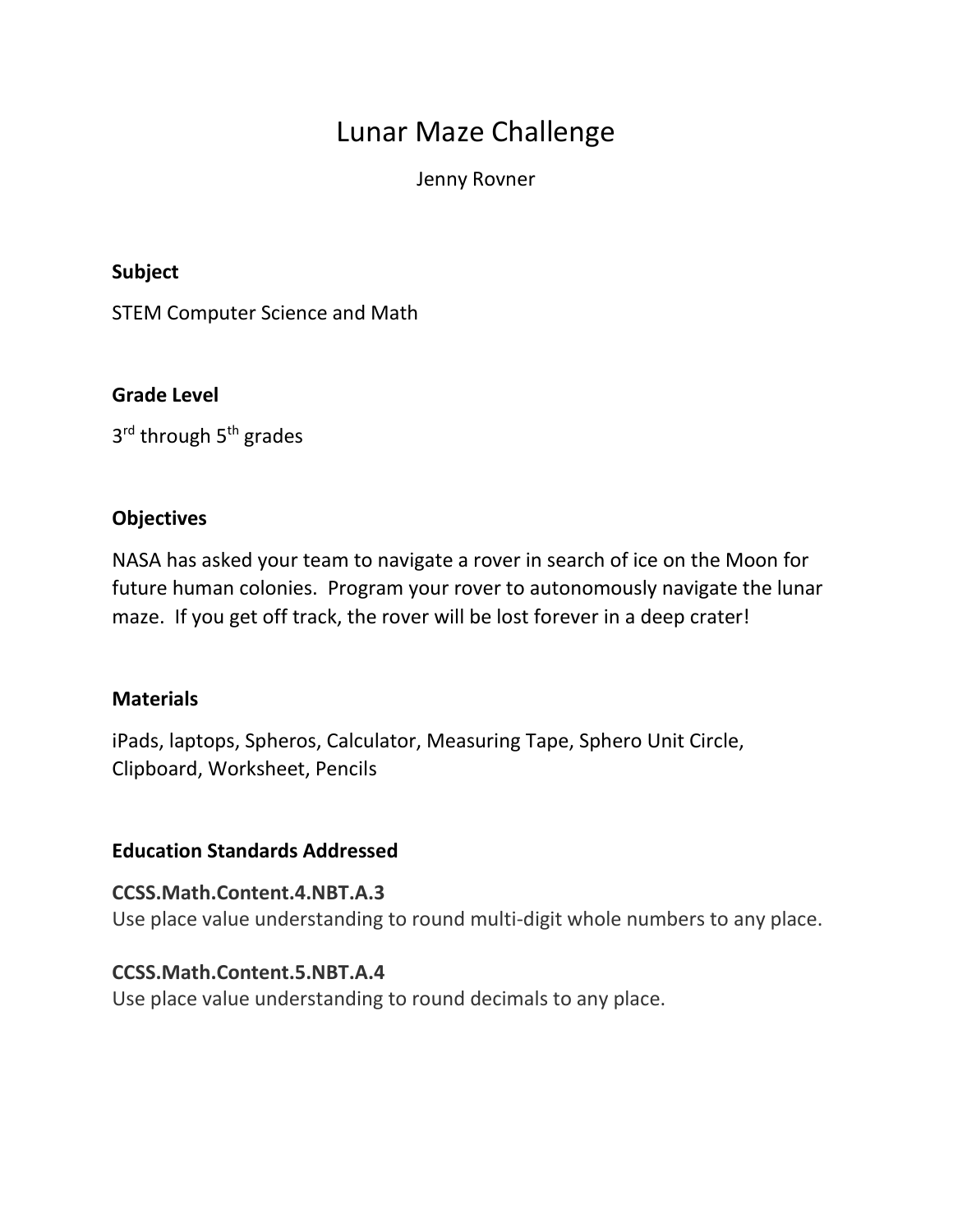# Lunar Maze Challenge

Jenny Rovner

**Subject**

STEM Computer Science and Math

**Grade Level**

3rd through 5th grades

**Objectives**

NASA has asked your team to navigate a rover in search of ice on the Moon for future human colonies. Program your rover to autonomously navigate the lunar maze. If you get off track, the rover will be lost forever in a deep crater!

**Materials**

iPads, laptops, Spheros, Calculator, Measuring Tape, Sphero Unit Circle, Clipboard, Worksheet, Pencils

**Education Standards Addressed**

**CCSS.Math.Content.4.NBT.A.3**
Use place value understanding to round multi-digit whole numbers to any place.

**CCSS.Math.Content.5.NBT.A.4**
Use place value understanding to round decimals to any place.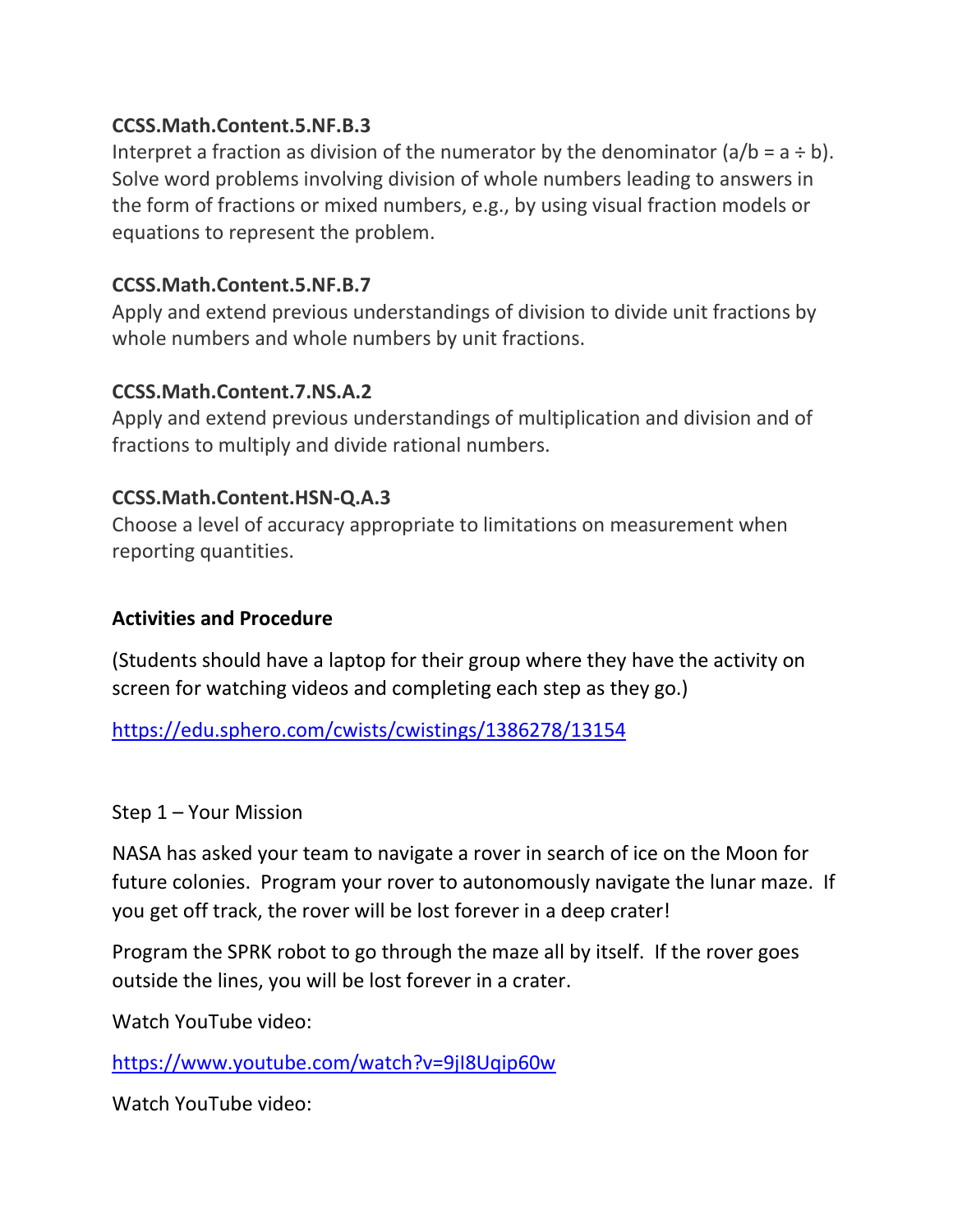**CCSS.Math.Content.5.NF.B.3**
Interpret a fraction as division of the numerator by the denominator ($a/b = a \div b$). Solve word problems involving division of whole numbers leading to answers in the form of fractions or mixed numbers, e.g., by using visual fraction models or equations to represent the problem.

**CCSS.Math.Content.5.NF.B.7**
Apply and extend previous understandings of division to divide unit fractions by whole numbers and whole numbers by unit fractions.

**CCSS.Math.Content.7.NS.A.2**
Apply and extend previous understandings of multiplication and division and of fractions to multiply and divide rational numbers.

**CCSS.Math.Content.HSN-Q.A.3**
Choose a level of accuracy appropriate to limitations on measurement when reporting quantities.

**Activities and Procedure**

(Students should have a laptop for their group where they have the activity on screen for watching videos and completing each step as they go.)

https://edu.sphero.com/cwists/cwistings/1386278/13154

Step 1 – Your Mission

NASA has asked your team to navigate a rover in search of ice on the Moon for future colonies. Program your rover to autonomously navigate the lunar maze. If you get off track, the rover will be lost forever in a deep crater!

Program the SPRK robot to go through the maze all by itself. If the rover goes outside the lines, you will be lost forever in a crater.

Watch YouTube video:

https://www.youtube.com/watch?v=9jI8Uqip60w

Watch YouTube video: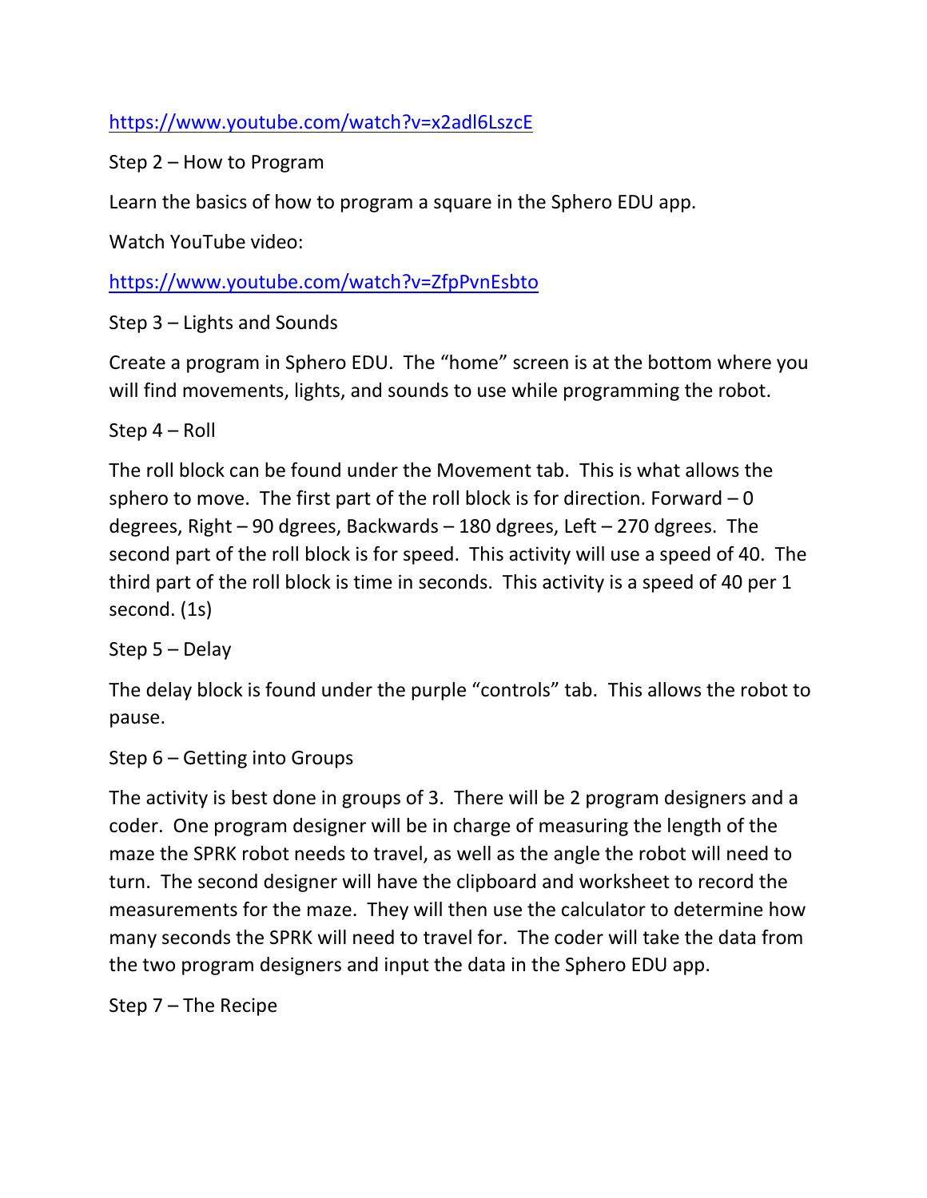https://www.youtube.com/watch?v=x2adl6LszcE

Step 2 – How to Program

Learn the basics of how to program a square in the Sphero EDU app.

Watch YouTube video:

https://www.youtube.com/watch?v=ZfpPvnEsbto

Step 3 – Lights and Sounds

Create a program in Sphero EDU. The "home" screen is at the bottom where you will find movements, lights, and sounds to use while programming the robot.

Step 4 – Roll

The roll block can be found under the Movement tab. This is what allows the sphero to move. The first part of the roll block is for direction. Forward – 0 degrees, Right – 90 dgrees, Backwards – 180 dgrees, Left – 270 dgrees. The second part of the roll block is for speed. This activity will use a speed of 40. The third part of the roll block is time in seconds. This activity is a speed of 40 per 1 second. (1s)

Step 5 – Delay

The delay block is found under the purple "controls" tab. This allows the robot to pause.

Step 6 – Getting into Groups

The activity is best done in groups of 3. There will be 2 program designers and a coder. One program designer will be in charge of measuring the length of the maze the SPRK robot needs to travel, as well as the angle the robot will need to turn. The second designer will have the clipboard and worksheet to record the measurements for the maze. They will then use the calculator to determine how many seconds the SPRK will need to travel for. The coder will take the data from the two program designers and input the data in the Sphero EDU app.

Step 7 – The Recipe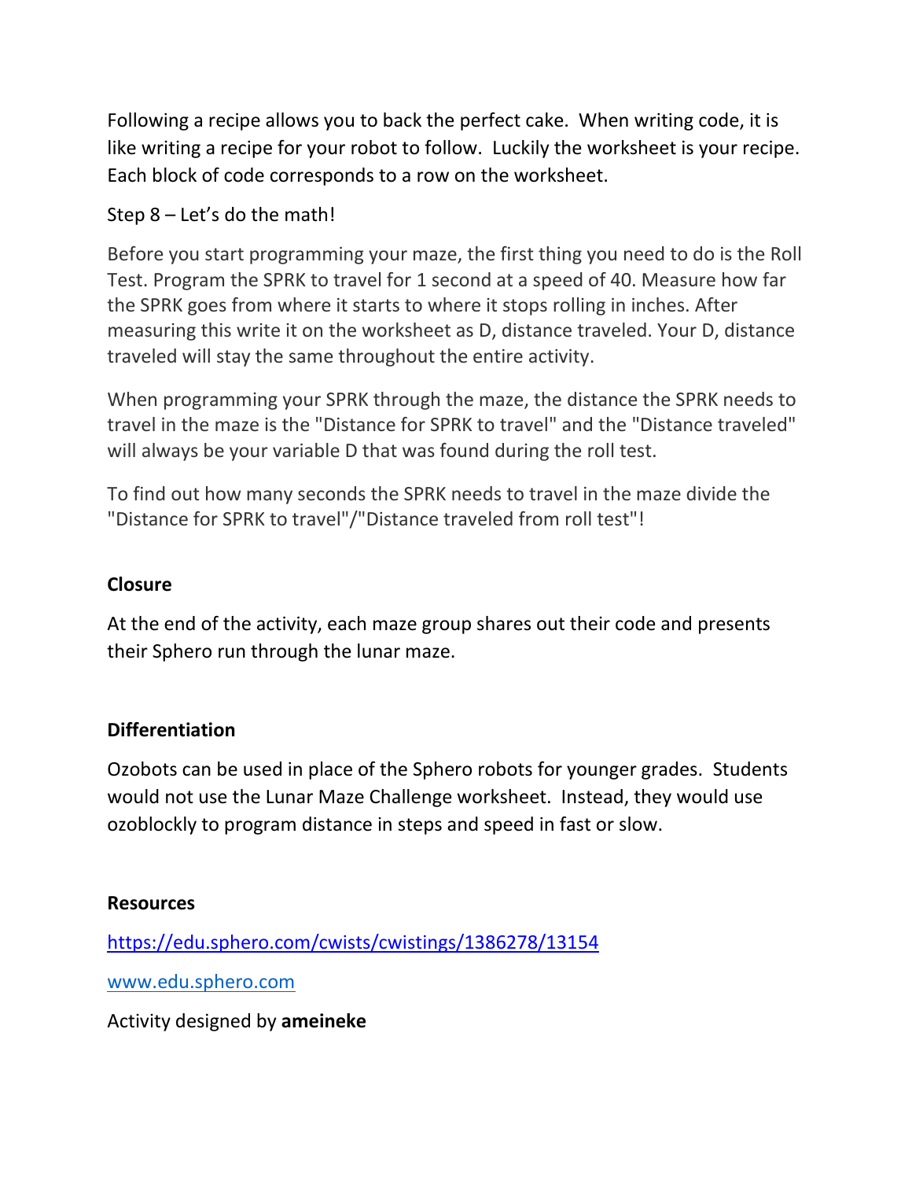Following a recipe allows you to back the perfect cake. When writing code, it is like writing a recipe for your robot to follow. Luckily the worksheet is your recipe. Each block of code corresponds to a row on the worksheet.

Step 8 – Let's do the math!

Before you start programming your maze, the first thing you need to do is the Roll Test. Program the SPRK to travel for 1 second at a speed of 40. Measure how far the SPRK goes from where it starts to where it stops rolling in inches. After measuring this write it on the worksheet as D, distance traveled. Your D, distance traveled will stay the same throughout the entire activity.

When programming your SPRK through the maze, the distance the SPRK needs to travel in the maze is the "Distance for SPRK to travel" and the "Distance traveled" will always be your variable D that was found during the roll test.

To find out how many seconds the SPRK needs to travel in the maze divide the "Distance for SPRK to travel"/"Distance traveled from roll test"!

## Closure

At the end of the activity, each maze group shares out their code and presents their Sphero run through the lunar maze.

## Differentiation

Ozobots can be used in place of the Sphero robots for younger grades. Students would not use the Lunar Maze Challenge worksheet. Instead, they would use ozoblockly to program distance in steps and speed in fast or slow.

## Resources

https://edu.sphero.com/cwists/cwistings/1386278/13154

www.edu.sphero.com

Activity designed by **ameineke**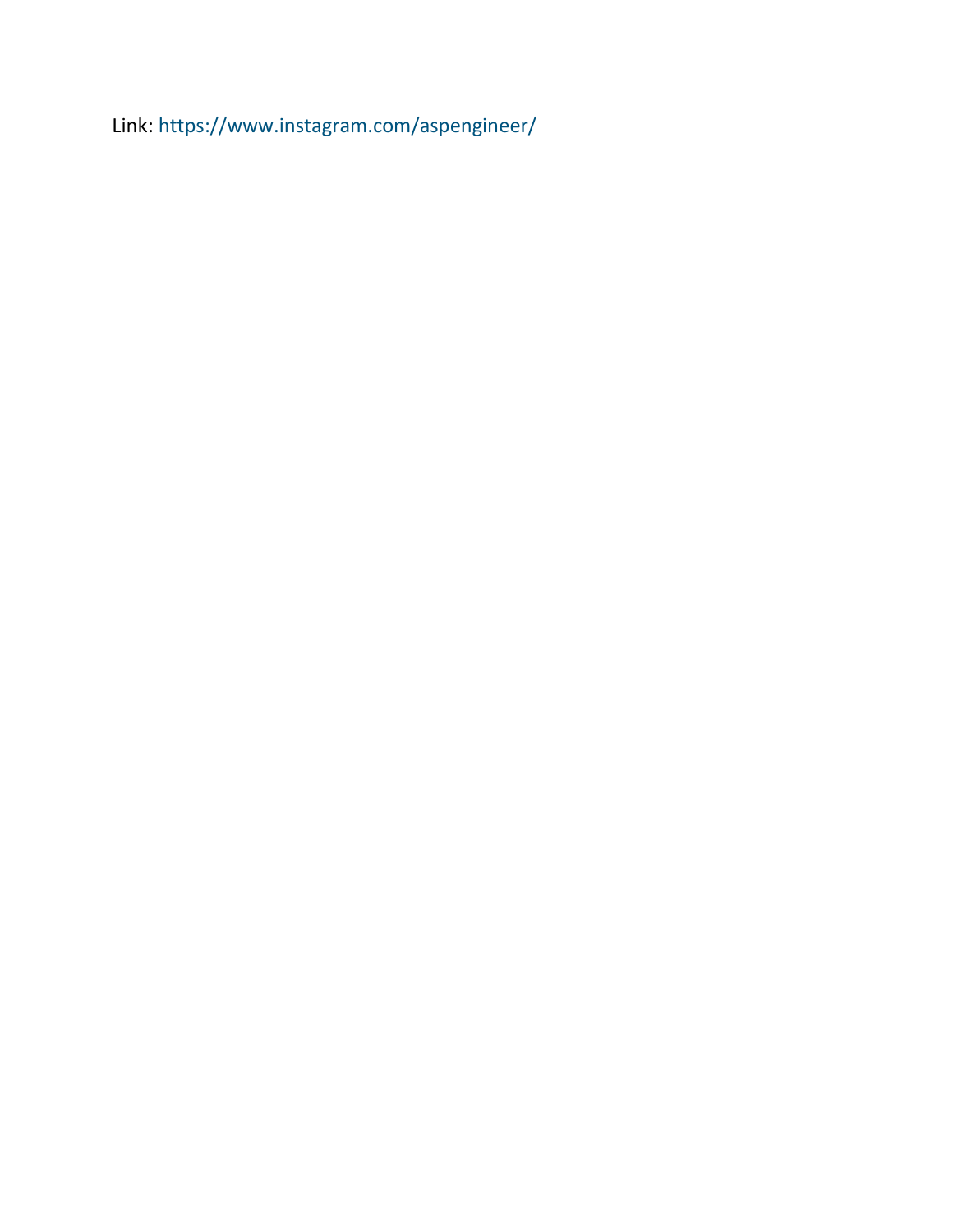Link: https://www.instagram.com/aspengineer/